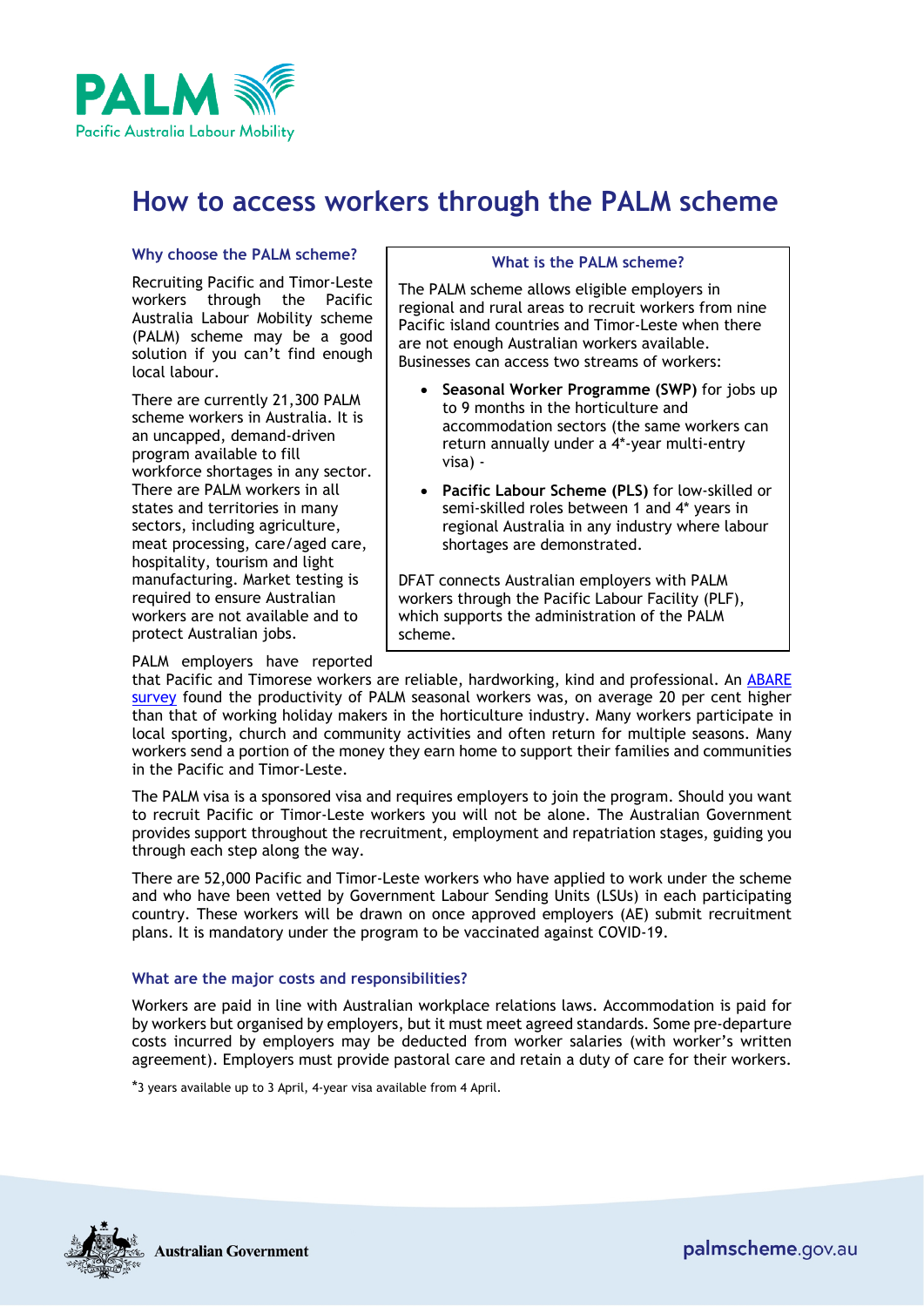# How to access workers through the PALM scheme

### Why choose the PALM scheme?

Recruiting Pacific and Timor-Leste workers through the Pacific Australia Labour Mobility scheme (PALM) scheme may be a good solution if you can't find enough local labour.

There are currently 21,300 PALM scheme workers in Australia. It is an uncapped, demand-driven program available to fill workforce shortages in any sector. There are PALM workers in all states and territories in many sectors, including agriculture, meat processing, care/aged care, hospitality, tourism and light manufacturing. Market testing is required to ensure Australian workers are not available and to protect Australian jobs.

### What is the PALM scheme?

The PALM scheme allows eligible employers in regional and rural areas to recruit workers from nine Pacific island countries and Timor-Leste when there are not enough Australian workers available. Businesses can access two streams of workers:

- **Seasonal Worker Programme (SWP)** for jobs up to 9 months in the horticulture and accommodation sectors (the same workers can return annually under a 4*-year multi-entry visa) -
- **Pacific Labour Scheme (PLS)** for low-skilled or semi-skilled roles between 1 and 4* years in regional Australia in any industry where labour shortages are demonstrated.

DFAT connects Australian employers with PALM workers through the Pacific Labour Facility (PLF), which supports the administration of the PALM scheme.

PALM employers have reported that Pacific and Timorese workers are reliable, hardworking, kind and professional. An [ABARE survey] found the productivity of PALM seasonal workers was, on average 20 per cent higher than that of working holiday makers in the horticulture industry. Many workers participate in local sporting, church and community activities and often return for multiple seasons. Many workers send a portion of the money they earn home to support their families and communities in the Pacific and Timor-Leste.

The PALM visa is a sponsored visa and requires employers to join the program. Should you want to recruit Pacific or Timor-Leste workers you will not be alone. The Australian Government provides support throughout the recruitment, employment and repatriation stages, guiding you through each step along the way.

There are 52,000 Pacific and Timor-Leste workers who have applied to work under the scheme and who have been vetted by Government Labour Sending Units (LSUs) in each participating country. These workers will be drawn on once approved employers (AE) submit recruitment plans. It is mandatory under the program to be vaccinated against COVID-19.

### What are the major costs and responsibilities?

Workers are paid in line with Australian workplace relations laws. Accommodation is paid for by workers but organised by employers, but it must meet agreed standards. Some pre-departure costs incurred by employers may be deducted from worker salaries (with worker's written agreement). Employers must provide pastoral care and retain a duty of care for their workers.

*3 years available up to 3 April, 4-year visa available from 4 April.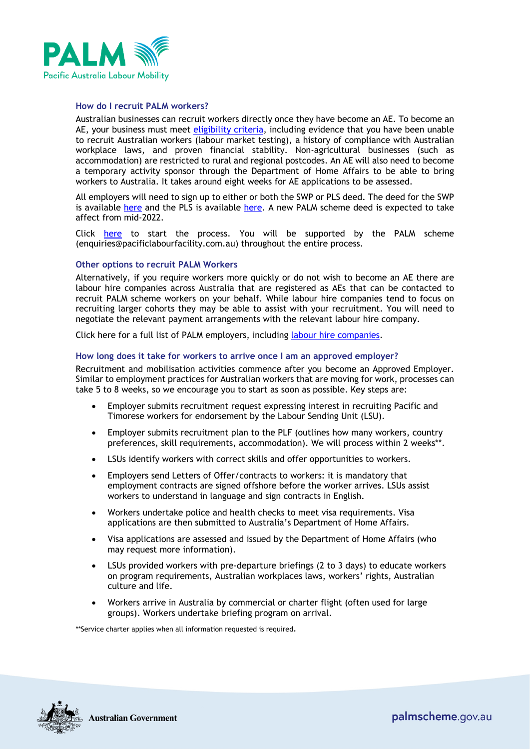### How do I recruit PALM workers?

Australian businesses can recruit workers directly once they have become an AE. To become an AE, your business must meet eligibility criteria, including evidence that you have been unable to recruit Australian workers (labour market testing), a history of compliance with Australian workplace laws, and proven financial stability. Non-agricultural businesses (such as accommodation) are restricted to rural and regional postcodes. An AE will also need to become a temporary activity sponsor through the Department of Home Affairs to be able to bring workers to Australia. It takes around eight weeks for AE applications to be assessed.

All employers will need to sign up to either or both the SWP or PLS deed. The deed for the SWP is available here and the PLS is available here. A new PALM scheme deed is expected to take affect from mid-2022.

Click here to start the process. You will be supported by the PALM scheme (enquiries@pacificlabourfacility.com.au) throughout the entire process.

### Other options to recruit PALM Workers

Alternatively, if you require workers more quickly or do not wish to become an AE there are labour hire companies across Australia that are registered as AEs that can be contacted to recruit PALM scheme workers on your behalf. While labour hire companies tend to focus on recruiting larger cohorts they may be able to assist with your recruitment. You will need to negotiate the relevant payment arrangements with the relevant labour hire company.

Click here for a full list of PALM employers, including labour hire companies.

### How long does it take for workers to arrive once I am an approved employer?

Recruitment and mobilisation activities commence after you become an Approved Employer. Similar to employment practices for Australian workers that are moving for work, processes can take 5 to 8 weeks, so we encourage you to start as soon as possible. Key steps are:

- Employer submits recruitment request expressing interest in recruiting Pacific and Timorese workers for endorsement by the Labour Sending Unit (LSU).
- Employer submits recruitment plan to the PLF (outlines how many workers, country preferences, skill requirements, accommodation). We will process within 2 weeks**.
- LSUs identify workers with correct skills and offer opportunities to workers.
- Employers send Letters of Offer/contracts to workers: it is mandatory that employment contracts are signed offshore before the worker arrives. LSUs assist workers to understand in language and sign contracts in English.
- Workers undertake police and health checks to meet visa requirements. Visa applications are then submitted to Australia's Department of Home Affairs.
- Visa applications are assessed and issued by the Department of Home Affairs (who may request more information).
- LSUs provided workers with pre-departure briefings (2 to 3 days) to educate workers on program requirements, Australian workplaces laws, workers' rights, Australian culture and life.
- Workers arrive in Australia by commercial or charter flight (often used for large groups). Workers undertake briefing program on arrival.

**Service charter applies when all information requested is required.